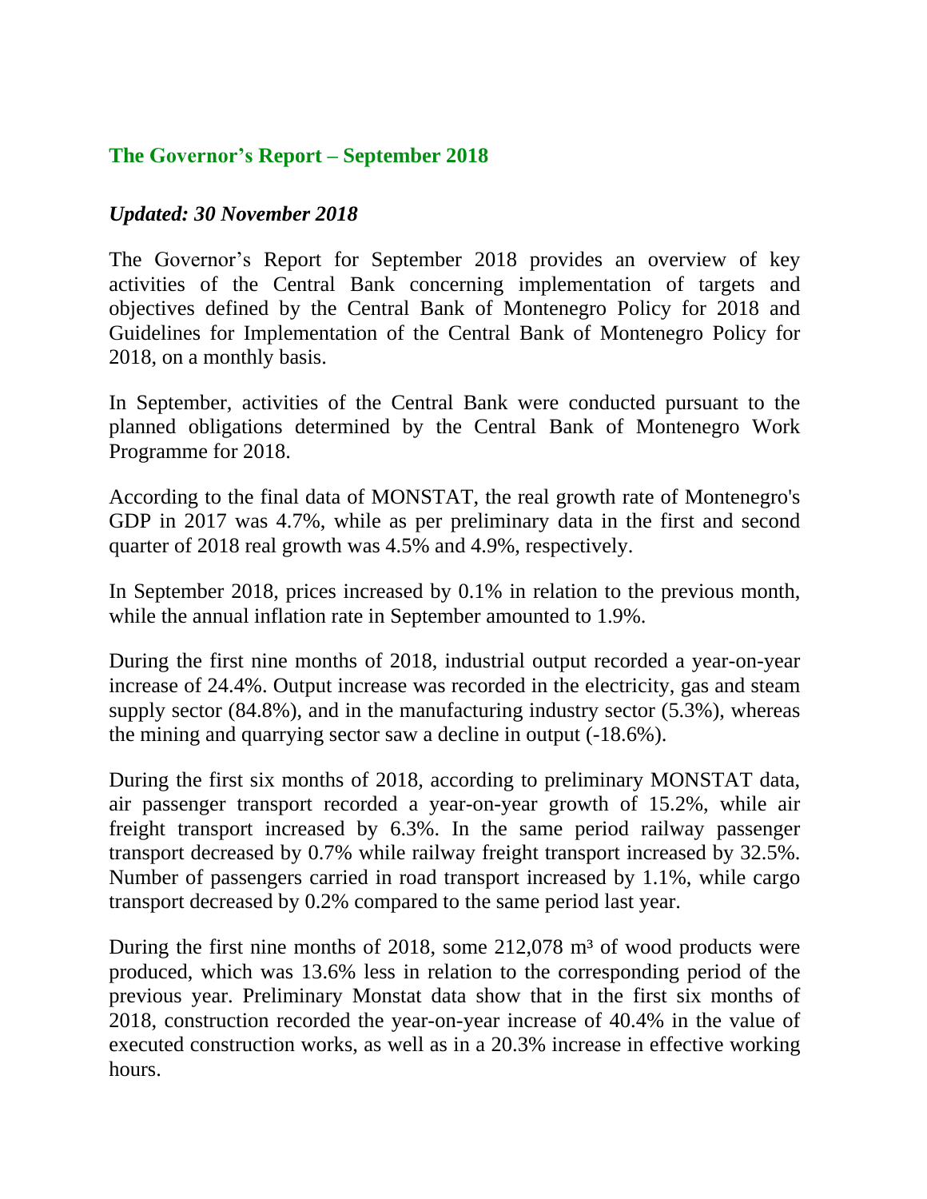## The Governor's Report – September 2018

***Updated: 30 November 2018***

The Governor's Report for September 2018 provides an overview of key activities of the Central Bank concerning implementation of targets and objectives defined by the Central Bank of Montenegro Policy for 2018 and Guidelines for Implementation of the Central Bank of Montenegro Policy for 2018, on a monthly basis.

In September, activities of the Central Bank were conducted pursuant to the planned obligations determined by the Central Bank of Montenegro Work Programme for 2018.

According to the final data of MONSTAT, the real growth rate of Montenegro's GDP in 2017 was 4.7%, while as per preliminary data in the first and second quarter of 2018 real growth was 4.5% and 4.9%, respectively.

In September 2018, prices increased by 0.1% in relation to the previous month, while the annual inflation rate in September amounted to 1.9%.

During the first nine months of 2018, industrial output recorded a year-on-year increase of 24.4%. Output increase was recorded in the electricity, gas and steam supply sector (84.8%), and in the manufacturing industry sector (5.3%), whereas the mining and quarrying sector saw a decline in output (-18.6%).

During the first six months of 2018, according to preliminary MONSTAT data, air passenger transport recorded a year-on-year growth of 15.2%, while air freight transport increased by 6.3%. In the same period railway passenger transport decreased by 0.7% while railway freight transport increased by 32.5%. Number of passengers carried in road transport increased by 1.1%, while cargo transport decreased by 0.2% compared to the same period last year.

During the first nine months of 2018, some 212,078 m$^3$ of wood products were produced, which was 13.6% less in relation to the corresponding period of the previous year. Preliminary Monstat data show that in the first six months of 2018, construction recorded the year-on-year increase of 40.4% in the value of executed construction works, as well as in a 20.3% increase in effective working hours.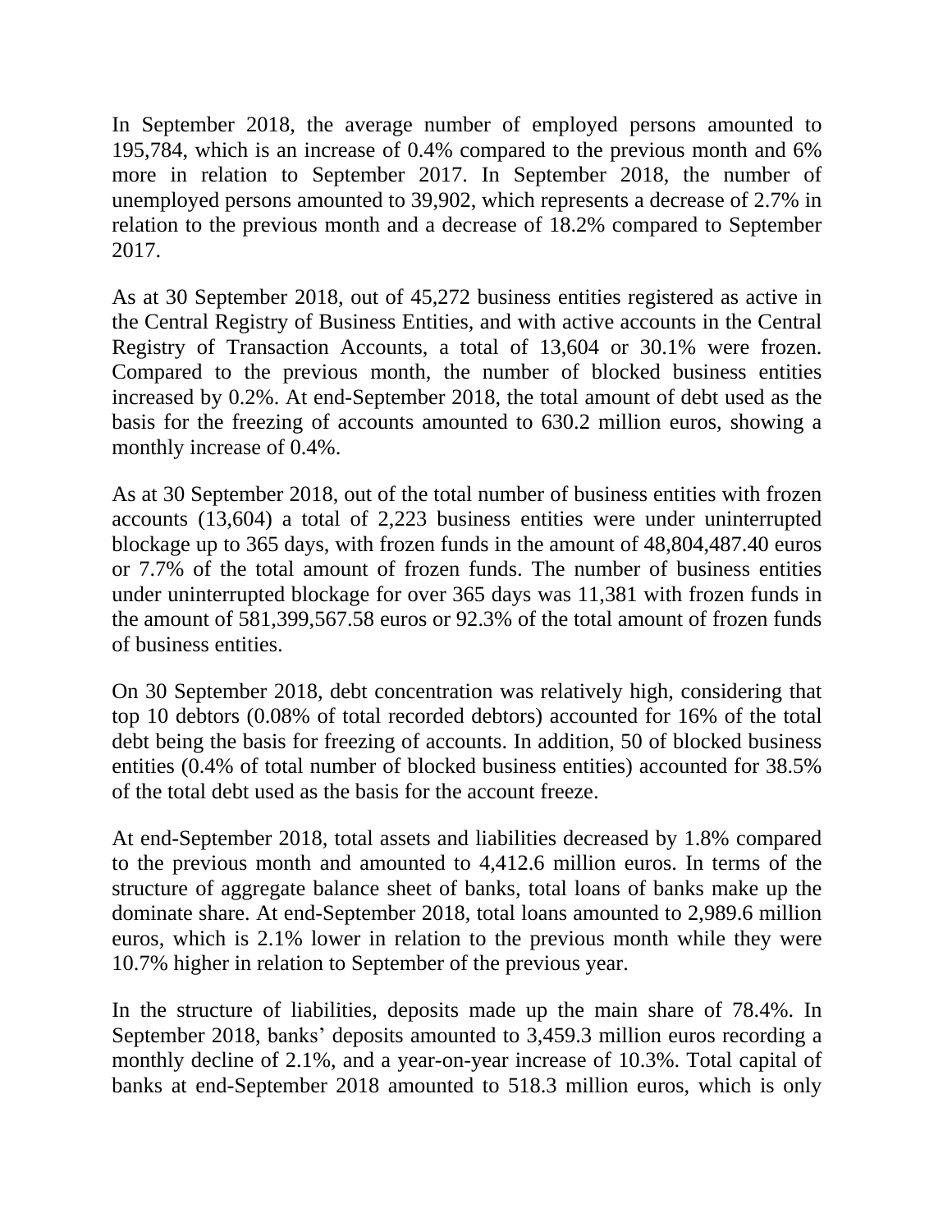In September 2018, the average number of employed persons amounted to 195,784, which is an increase of 0.4% compared to the previous month and 6% more in relation to September 2017. In September 2018, the number of unemployed persons amounted to 39,902, which represents a decrease of 2.7% in relation to the previous month and a decrease of 18.2% compared to September 2017.

As at 30 September 2018, out of 45,272 business entities registered as active in the Central Registry of Business Entities, and with active accounts in the Central Registry of Transaction Accounts, a total of 13,604 or 30.1% were frozen. Compared to the previous month, the number of blocked business entities increased by 0.2%. At end-September 2018, the total amount of debt used as the basis for the freezing of accounts amounted to 630.2 million euros, showing a monthly increase of 0.4%.

As at 30 September 2018, out of the total number of business entities with frozen accounts (13,604) a total of 2,223 business entities were under uninterrupted blockage up to 365 days, with frozen funds in the amount of 48,804,487.40 euros or 7.7% of the total amount of frozen funds. The number of business entities under uninterrupted blockage for over 365 days was 11,381 with frozen funds in the amount of 581,399,567.58 euros or 92.3% of the total amount of frozen funds of business entities.

On 30 September 2018, debt concentration was relatively high, considering that top 10 debtors (0.08% of total recorded debtors) accounted for 16% of the total debt being the basis for freezing of accounts. In addition, 50 of blocked business entities (0.4% of total number of blocked business entities) accounted for 38.5% of the total debt used as the basis for the account freeze.

At end-September 2018, total assets and liabilities decreased by 1.8% compared to the previous month and amounted to 4,412.6 million euros. In terms of the structure of aggregate balance sheet of banks, total loans of banks make up the dominate share. At end-September 2018, total loans amounted to 2,989.6 million euros, which is 2.1% lower in relation to the previous month while they were 10.7% higher in relation to September of the previous year.

In the structure of liabilities, deposits made up the main share of 78.4%. In September 2018, banks' deposits amounted to 3,459.3 million euros recording a monthly decline of 2.1%, and a year-on-year increase of 10.3%. Total capital of banks at end-September 2018 amounted to 518.3 million euros, which is only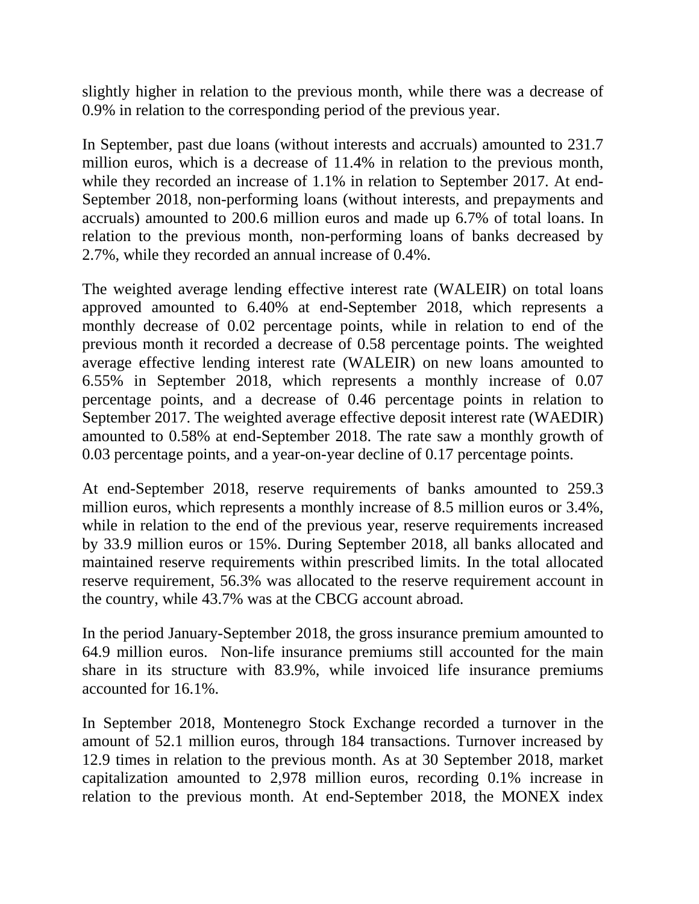slightly higher in relation to the previous month, while there was a decrease of 0.9% in relation to the corresponding period of the previous year.

In September, past due loans (without interests and accruals) amounted to 231.7 million euros, which is a decrease of 11.4% in relation to the previous month, while they recorded an increase of 1.1% in relation to September 2017. At end-September 2018, non-performing loans (without interests, and prepayments and accruals) amounted to 200.6 million euros and made up 6.7% of total loans. In relation to the previous month, non-performing loans of banks decreased by 2.7%, while they recorded an annual increase of 0.4%.

The weighted average lending effective interest rate (WALEIR) on total loans approved amounted to 6.40% at end-September 2018, which represents a monthly decrease of 0.02 percentage points, while in relation to end of the previous month it recorded a decrease of 0.58 percentage points. The weighted average effective lending interest rate (WALEIR) on new loans amounted to 6.55% in September 2018, which represents a monthly increase of 0.07 percentage points, and a decrease of 0.46 percentage points in relation to September 2017. The weighted average effective deposit interest rate (WAEDIR) amounted to 0.58% at end-September 2018. The rate saw a monthly growth of 0.03 percentage points, and a year-on-year decline of 0.17 percentage points.

At end-September 2018, reserve requirements of banks amounted to 259.3 million euros, which represents a monthly increase of 8.5 million euros or 3.4%, while in relation to the end of the previous year, reserve requirements increased by 33.9 million euros or 15%. During September 2018, all banks allocated and maintained reserve requirements within prescribed limits. In the total allocated reserve requirement, 56.3% was allocated to the reserve requirement account in the country, while 43.7% was at the CBCG account abroad.

In the period January-September 2018, the gross insurance premium amounted to 64.9 million euros. Non-life insurance premiums still accounted for the main share in its structure with 83.9%, while invoiced life insurance premiums accounted for 16.1%.

In September 2018, Montenegro Stock Exchange recorded a turnover in the amount of 52.1 million euros, through 184 transactions. Turnover increased by 12.9 times in relation to the previous month. As at 30 September 2018, market capitalization amounted to 2,978 million euros, recording 0.1% increase in relation to the previous month. At end-September 2018, the MONEX index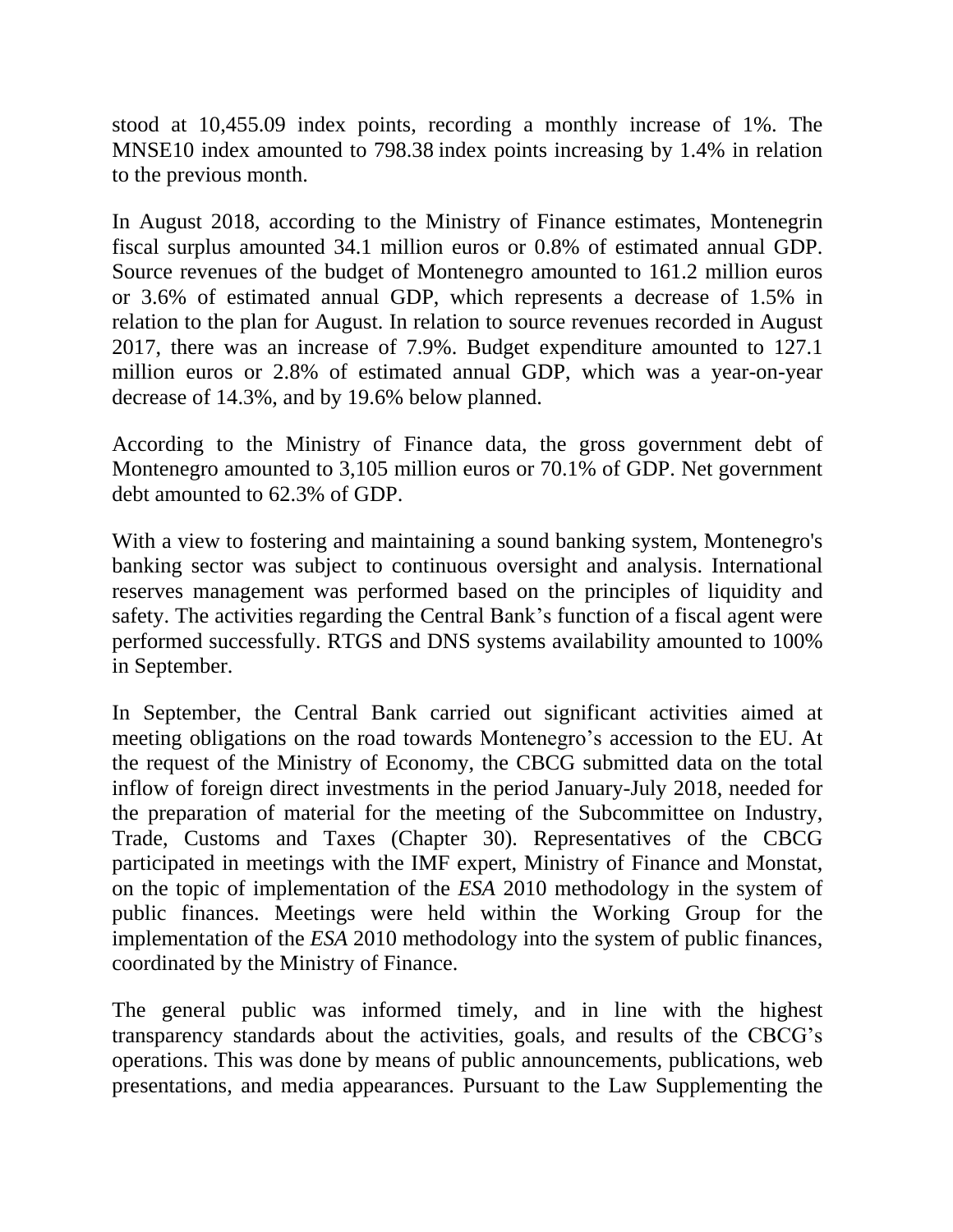stood at 10,455.09 index points, recording a monthly increase of 1%. The MNSE10 index amounted to 798.38 index points increasing by 1.4% in relation to the previous month.

In August 2018, according to the Ministry of Finance estimates, Montenegrin fiscal surplus amounted 34.1 million euros or 0.8% of estimated annual GDP. Source revenues of the budget of Montenegro amounted to 161.2 million euros or 3.6% of estimated annual GDP, which represents a decrease of 1.5% in relation to the plan for August. In relation to source revenues recorded in August 2017, there was an increase of 7.9%. Budget expenditure amounted to 127.1 million euros or 2.8% of estimated annual GDP, which was a year-on-year decrease of 14.3%, and by 19.6% below planned.

According to the Ministry of Finance data, the gross government debt of Montenegro amounted to 3,105 million euros or 70.1% of GDP. Net government debt amounted to 62.3% of GDP.

With a view to fostering and maintaining a sound banking system, Montenegro's banking sector was subject to continuous oversight and analysis. International reserves management was performed based on the principles of liquidity and safety. The activities regarding the Central Bank's function of a fiscal agent were performed successfully. RTGS and DNS systems availability amounted to 100% in September.

In September, the Central Bank carried out significant activities aimed at meeting obligations on the road towards Montenegro's accession to the EU. At the request of the Ministry of Economy, the CBCG submitted data on the total inflow of foreign direct investments in the period January-July 2018, needed for the preparation of material for the meeting of the Subcommittee on Industry, Trade, Customs and Taxes (Chapter 30). Representatives of the CBCG participated in meetings with the IMF expert, Ministry of Finance and Monstat, on the topic of implementation of the *ESA* 2010 methodology in the system of public finances. Meetings were held within the Working Group for the implementation of the *ESA* 2010 methodology into the system of public finances, coordinated by the Ministry of Finance.

The general public was informed timely, and in line with the highest transparency standards about the activities, goals, and results of the CBCG's operations. This was done by means of public announcements, publications, web presentations, and media appearances. Pursuant to the Law Supplementing the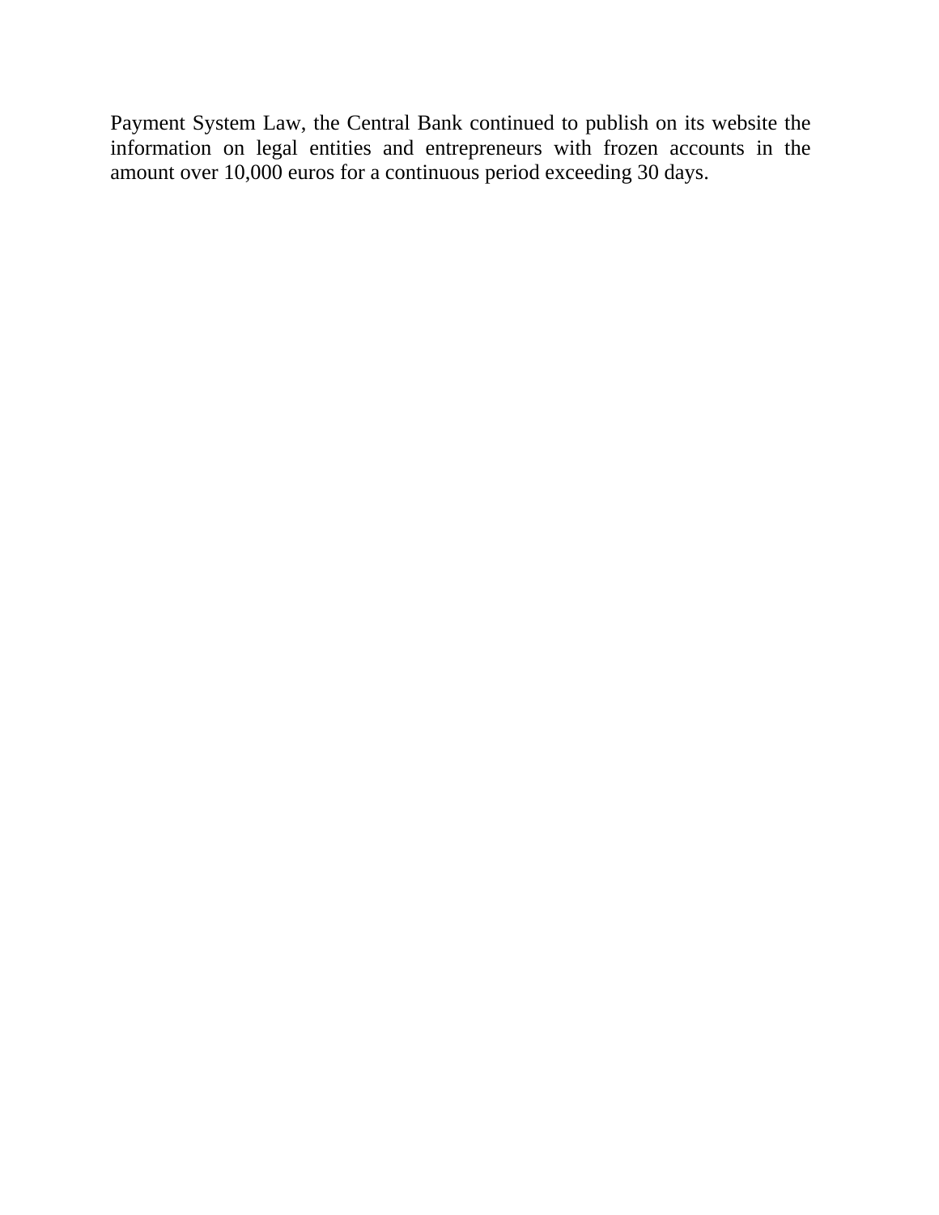Payment System Law, the Central Bank continued to publish on its website the information on legal entities and entrepreneurs with frozen accounts in the amount over 10,000 euros for a continuous period exceeding 30 days.